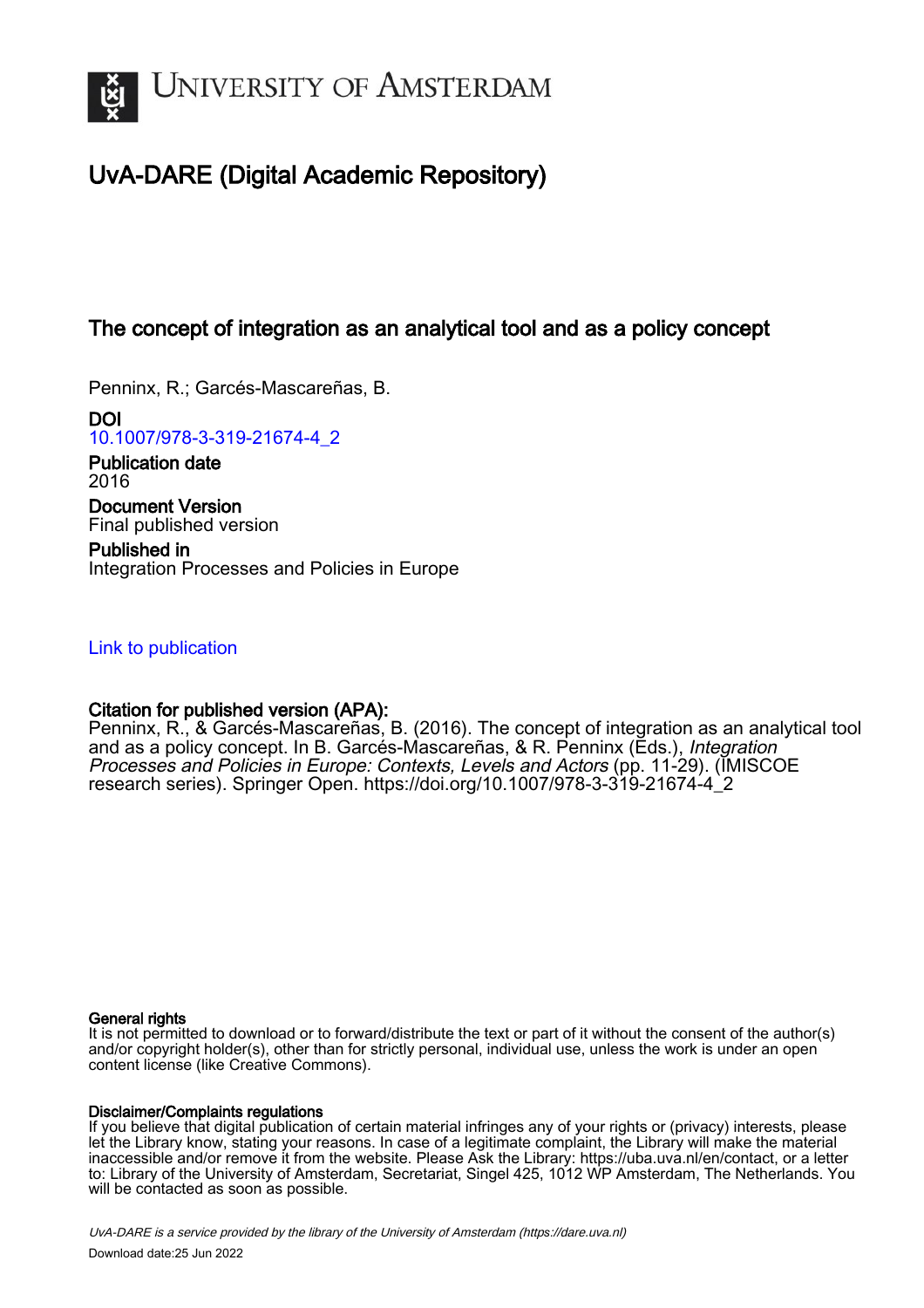# University of Amsterdam

## UvA-DARE (Digital Academic Repository)

### The concept of integration as an analytical tool and as a policy concept

Penninx, R.; Garcés-Mascareñas, B.

**DOI**
10.1007/978-3-319-21674-4_2

**Publication date**
2016

**Document Version**
Final published version

**Published in**
Integration Processes and Policies in Europe

Link to publication

**Citation for published version (APA):**
Penninx, R., & Garcés-Mascareñas, B. (2016). The concept of integration as an analytical tool and as a policy concept. In B. Garcés-Mascareñas, & R. Penninx (Eds.), *Integration Processes and Policies in Europe: Contexts, Levels and Actors* (pp. 11-29). (IMISCOE research series). Springer Open. https://doi.org/10.1007/978-3-319-21674-4_2

**General rights**
It is not permitted to download or to forward/distribute the text or part of it without the consent of the author(s) and/or copyright holder(s), other than for strictly personal, individual use, unless the work is under an open content license (like Creative Commons).

**Disclaimer/Complaints regulations**
If you believe that digital publication of certain material infringes any of your rights or (privacy) interests, please let the Library know, stating your reasons. In case of a legitimate complaint, the Library will make the material inaccessible and/or remove it from the website. Please Ask the Library: https://uba.uva.nl/en/contact, or a letter to: Library of the University of Amsterdam, Secretariat, Singel 425, 1012 WP Amsterdam, The Netherlands. You will be contacted as soon as possible.

*UvA-DARE is a service provided by the library of the University of Amsterdam (https://dare.uva.nl)*

Download date:25 Jun 2022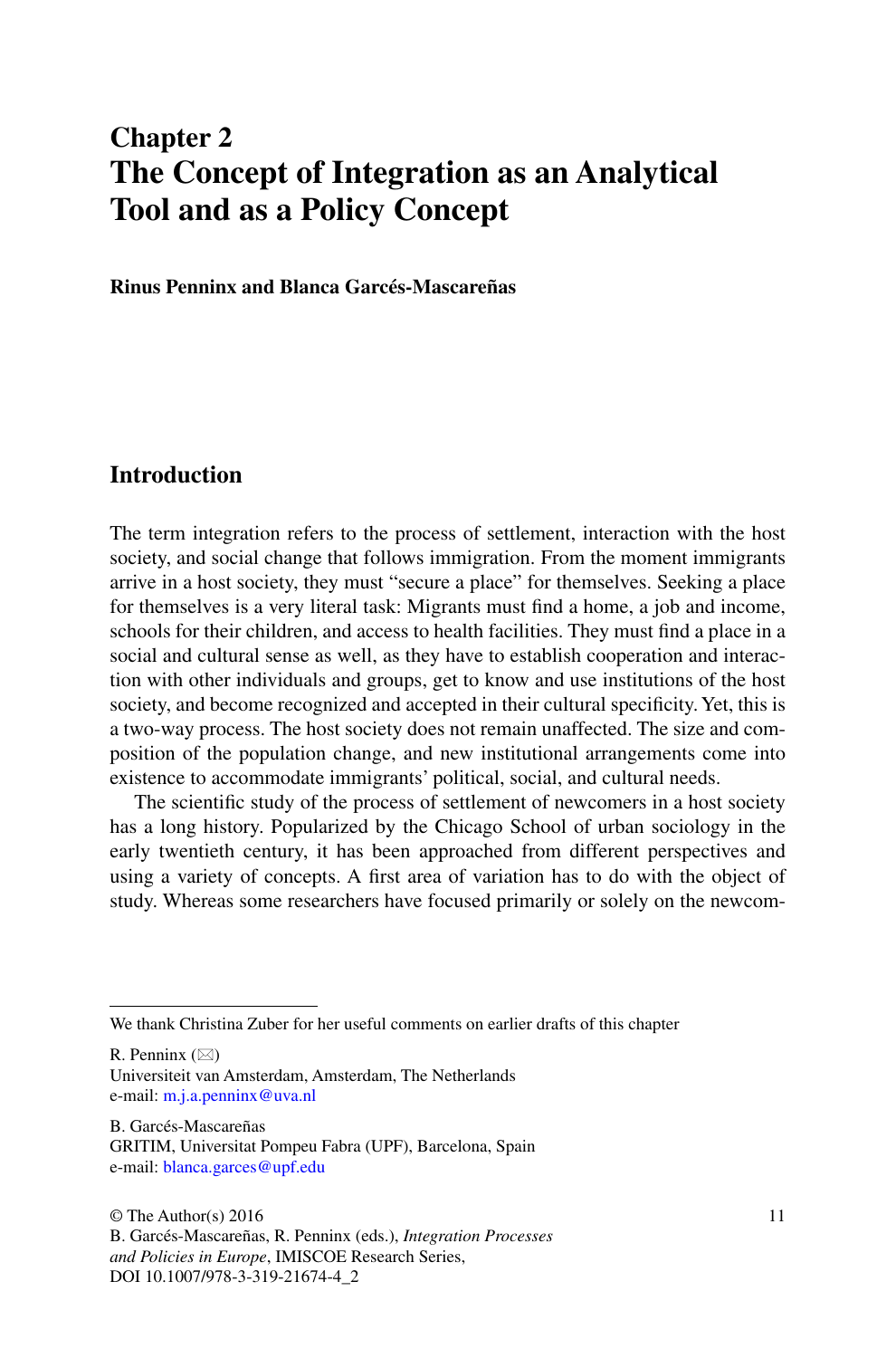# Chapter 2
# The Concept of Integration as an Analytical Tool and as a Policy Concept

**Rinus Penninx and Blanca Garcés-Mascareñas**

## Introduction

The term integration refers to the process of settlement, interaction with the host society, and social change that follows immigration. From the moment immigrants arrive in a host society, they must "secure a place" for themselves. Seeking a place for themselves is a very literal task: Migrants must find a home, a job and income, schools for their children, and access to health facilities. They must find a place in a social and cultural sense as well, as they have to establish cooperation and interaction with other individuals and groups, get to know and use institutions of the host society, and become recognized and accepted in their cultural specificity. Yet, this is a two-way process. The host society does not remain unaffected. The size and composition of the population change, and new institutional arrangements come into existence to accommodate immigrants' political, social, and cultural needs.

The scientific study of the process of settlement of newcomers in a host society has a long history. Popularized by the Chicago School of urban sociology in the early twentieth century, it has been approached from different perspectives and using a variety of concepts. A first area of variation has to do with the object of study. Whereas some researchers have focused primarily or solely on the newcom-

---

We thank Christina Zuber for her useful comments on earlier drafts of this chapter

R. Penninx (✉)
Universiteit van Amsterdam, Amsterdam, The Netherlands
e-mail: m.j.a.penninx@uva.nl

B. Garcés-Mascareñas
GRITIM, Universitat Pompeu Fabra (UPF), Barcelona, Spain
e-mail: blanca.garces@upf.edu

© The Author(s) 2016
B. Garcés-Mascareñas, R. Penninx (eds.), *Integration Processes and Policies in Europe*, IMISCOE Research Series,
DOI 10.1007/978-3-319-21674-4_2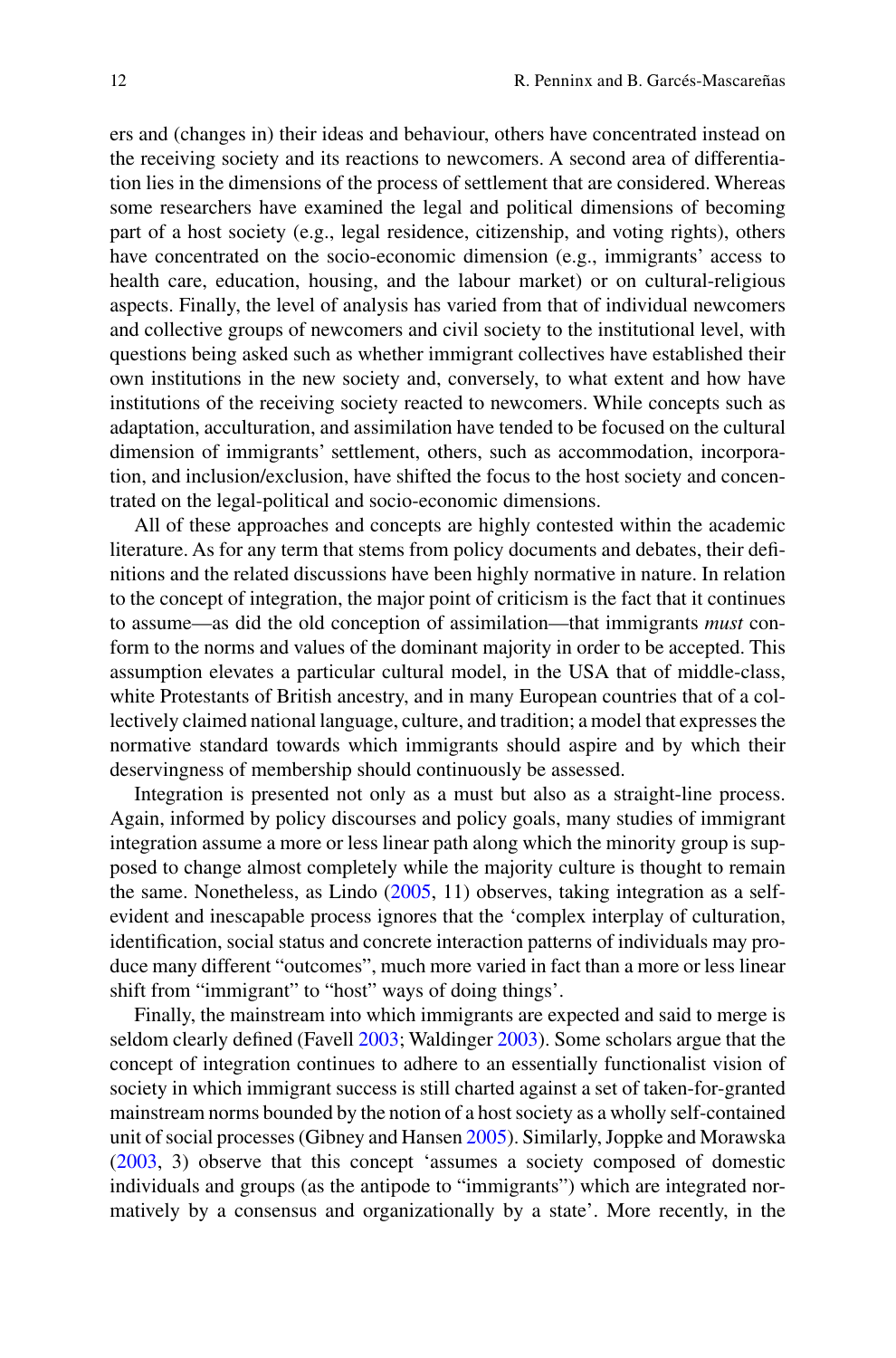ers and (changes in) their ideas and behaviour, others have concentrated instead on the receiving society and its reactions to newcomers. A second area of differentiation lies in the dimensions of the process of settlement that are considered. Whereas some researchers have examined the legal and political dimensions of becoming part of a host society (e.g., legal residence, citizenship, and voting rights), others have concentrated on the socio-economic dimension (e.g., immigrants' access to health care, education, housing, and the labour market) or on cultural-religious aspects. Finally, the level of analysis has varied from that of individual newcomers and collective groups of newcomers and civil society to the institutional level, with questions being asked such as whether immigrant collectives have established their own institutions in the new society and, conversely, to what extent and how have institutions of the receiving society reacted to newcomers. While concepts such as adaptation, acculturation, and assimilation have tended to be focused on the cultural dimension of immigrants' settlement, others, such as accommodation, incorporation, and inclusion/exclusion, have shifted the focus to the host society and concentrated on the legal-political and socio-economic dimensions.

All of these approaches and concepts are highly contested within the academic literature. As for any term that stems from policy documents and debates, their definitions and the related discussions have been highly normative in nature. In relation to the concept of integration, the major point of criticism is the fact that it continues to assume—as did the old conception of assimilation—that immigrants *must* conform to the norms and values of the dominant majority in order to be accepted. This assumption elevates a particular cultural model, in the USA that of middle-class, white Protestants of British ancestry, and in many European countries that of a collectively claimed national language, culture, and tradition; a model that expresses the normative standard towards which immigrants should aspire and by which their deservingness of membership should continuously be assessed.

Integration is presented not only as a must but also as a straight-line process. Again, informed by policy discourses and policy goals, many studies of immigrant integration assume a more or less linear path along which the minority group is supposed to change almost completely while the majority culture is thought to remain the same. Nonetheless, as Lindo (2005, 11) observes, taking integration as a self-evident and inescapable process ignores that the 'complex interplay of culturation, identification, social status and concrete interaction patterns of individuals may produce many different "outcomes", much more varied in fact than a more or less linear shift from "immigrant" to "host" ways of doing things'.

Finally, the mainstream into which immigrants are expected and said to merge is seldom clearly defined (Favell 2003; Waldinger 2003). Some scholars argue that the concept of integration continues to adhere to an essentially functionalist vision of society in which immigrant success is still charted against a set of taken-for-granted mainstream norms bounded by the notion of a host society as a wholly self-contained unit of social processes (Gibney and Hansen 2005). Similarly, Joppke and Morawska (2003, 3) observe that this concept 'assumes a society composed of domestic individuals and groups (as the antipode to "immigrants") which are integrated normatively by a consensus and organizationally by a state'. More recently, in the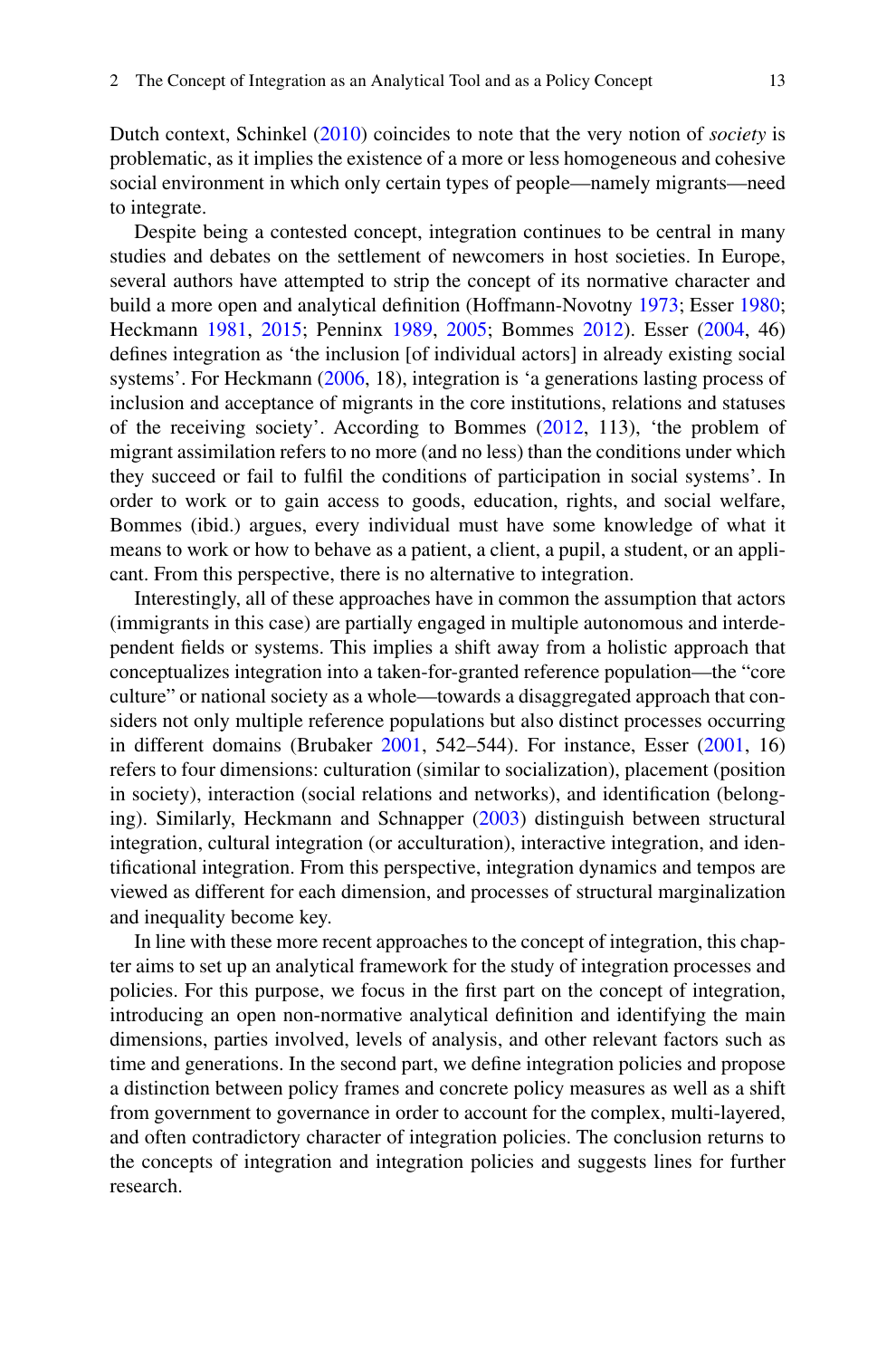Dutch context, Schinkel (2010) coincides to note that the very notion of *society* is problematic, as it implies the existence of a more or less homogeneous and cohesive social environment in which only certain types of people—namely migrants—need to integrate.

Despite being a contested concept, integration continues to be central in many studies and debates on the settlement of newcomers in host societies. In Europe, several authors have attempted to strip the concept of its normative character and build a more open and analytical definition (Hoffmann-Novotny 1973; Esser 1980; Heckmann 1981, 2015; Penninx 1989, 2005; Bommes 2012). Esser (2004, 46) defines integration as 'the inclusion [of individual actors] in already existing social systems'. For Heckmann (2006, 18), integration is 'a generations lasting process of inclusion and acceptance of migrants in the core institutions, relations and statuses of the receiving society'. According to Bommes (2012, 113), 'the problem of migrant assimilation refers to no more (and no less) than the conditions under which they succeed or fail to fulfil the conditions of participation in social systems'. In order to work or to gain access to goods, education, rights, and social welfare, Bommes (ibid.) argues, every individual must have some knowledge of what it means to work or how to behave as a patient, a client, a pupil, a student, or an applicant. From this perspective, there is no alternative to integration.

Interestingly, all of these approaches have in common the assumption that actors (immigrants in this case) are partially engaged in multiple autonomous and interdependent fields or systems. This implies a shift away from a holistic approach that conceptualizes integration into a taken-for-granted reference population—the "core culture" or national society as a whole—towards a disaggregated approach that considers not only multiple reference populations but also distinct processes occurring in different domains (Brubaker 2001, 542–544). For instance, Esser (2001, 16) refers to four dimensions: culturation (similar to socialization), placement (position in society), interaction (social relations and networks), and identification (belonging). Similarly, Heckmann and Schnapper (2003) distinguish between structural integration, cultural integration (or acculturation), interactive integration, and identificational integration. From this perspective, integration dynamics and tempos are viewed as different for each dimension, and processes of structural marginalization and inequality become key.

In line with these more recent approaches to the concept of integration, this chapter aims to set up an analytical framework for the study of integration processes and policies. For this purpose, we focus in the first part on the concept of integration, introducing an open non-normative analytical definition and identifying the main dimensions, parties involved, levels of analysis, and other relevant factors such as time and generations. In the second part, we define integration policies and propose a distinction between policy frames and concrete policy measures as well as a shift from government to governance in order to account for the complex, multi-layered, and often contradictory character of integration policies. The conclusion returns to the concepts of integration and integration policies and suggests lines for further research.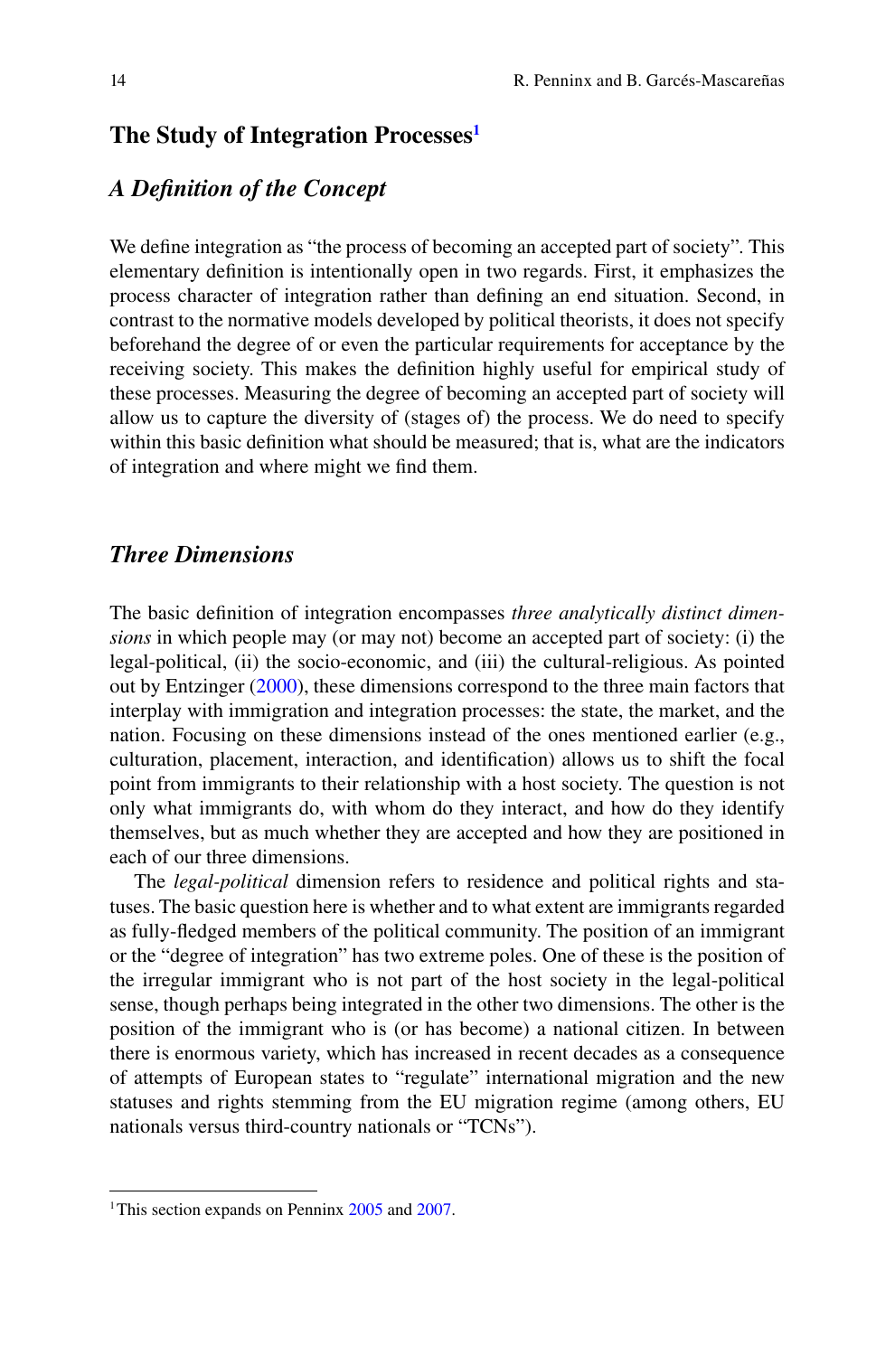## The Study of Integration Processes[1]

### *A Definition of the Concept*

We define integration as "the process of becoming an accepted part of society". This elementary definition is intentionally open in two regards. First, it emphasizes the process character of integration rather than defining an end situation. Second, in contrast to the normative models developed by political theorists, it does not specify beforehand the degree of or even the particular requirements for acceptance by the receiving society. This makes the definition highly useful for empirical study of these processes. Measuring the degree of becoming an accepted part of society will allow us to capture the diversity of (stages of) the process. We do need to specify within this basic definition what should be measured; that is, what are the indicators of integration and where might we find them.

### *Three Dimensions*

The basic definition of integration encompasses *three analytically distinct dimensions* in which people may (or may not) become an accepted part of society: (i) the legal-political, (ii) the socio-economic, and (iii) the cultural-religious. As pointed out by Entzinger (2000), these dimensions correspond to the three main factors that interplay with immigration and integration processes: the state, the market, and the nation. Focusing on these dimensions instead of the ones mentioned earlier (e.g., culturation, placement, interaction, and identification) allows us to shift the focal point from immigrants to their relationship with a host society. The question is not only what immigrants do, with whom do they interact, and how do they identify themselves, but as much whether they are accepted and how they are positioned in each of our three dimensions.

The *legal-political* dimension refers to residence and political rights and statuses. The basic question here is whether and to what extent are immigrants regarded as fully-fledged members of the political community. The position of an immigrant or the "degree of integration" has two extreme poles. One of these is the position of the irregular immigrant who is not part of the host society in the legal-political sense, though perhaps being integrated in the other two dimensions. The other is the position of the immigrant who is (or has become) a national citizen. In between there is enormous variety, which has increased in recent decades as a consequence of attempts of European states to "regulate" international migration and the new statuses and rights stemming from the EU migration regime (among others, EU nationals versus third-country nationals or "TCNs").

[1] This section expands on Penninx 2005 and 2007.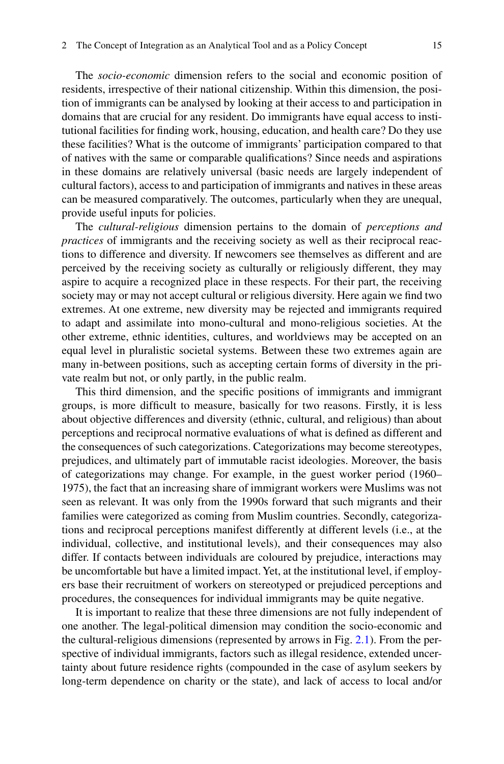The *socio-economic* dimension refers to the social and economic position of residents, irrespective of their national citizenship. Within this dimension, the position of immigrants can be analysed by looking at their access to and participation in domains that are crucial for any resident. Do immigrants have equal access to institutional facilities for finding work, housing, education, and health care? Do they use these facilities? What is the outcome of immigrants' participation compared to that of natives with the same or comparable qualifications? Since needs and aspirations in these domains are relatively universal (basic needs are largely independent of cultural factors), access to and participation of immigrants and natives in these areas can be measured comparatively. The outcomes, particularly when they are unequal, provide useful inputs for policies.

The *cultural-religious* dimension pertains to the domain of *perceptions and practices* of immigrants and the receiving society as well as their reciprocal reactions to difference and diversity. If newcomers see themselves as different and are perceived by the receiving society as culturally or religiously different, they may aspire to acquire a recognized place in these respects. For their part, the receiving society may or may not accept cultural or religious diversity. Here again we find two extremes. At one extreme, new diversity may be rejected and immigrants required to adapt and assimilate into mono-cultural and mono-religious societies. At the other extreme, ethnic identities, cultures, and worldviews may be accepted on an equal level in pluralistic societal systems. Between these two extremes again are many in-between positions, such as accepting certain forms of diversity in the private realm but not, or only partly, in the public realm.

This third dimension, and the specific positions of immigrants and immigrant groups, is more difficult to measure, basically for two reasons. Firstly, it is less about objective differences and diversity (ethnic, cultural, and religious) than about perceptions and reciprocal normative evaluations of what is defined as different and the consequences of such categorizations. Categorizations may become stereotypes, prejudices, and ultimately part of immutable racist ideologies. Moreover, the basis of categorizations may change. For example, in the guest worker period (1960–1975), the fact that an increasing share of immigrant workers were Muslims was not seen as relevant. It was only from the 1990s forward that such migrants and their families were categorized as coming from Muslim countries. Secondly, categorizations and reciprocal perceptions manifest differently at different levels (i.e., at the individual, collective, and institutional levels), and their consequences may also differ. If contacts between individuals are coloured by prejudice, interactions may be uncomfortable but have a limited impact. Yet, at the institutional level, if employers base their recruitment of workers on stereotyped or prejudiced perceptions and procedures, the consequences for individual immigrants may be quite negative.

It is important to realize that these three dimensions are not fully independent of one another. The legal-political dimension may condition the socio-economic and the cultural-religious dimensions (represented by arrows in Fig. 2.1). From the perspective of individual immigrants, factors such as illegal residence, extended uncertainty about future residence rights (compounded in the case of asylum seekers by long-term dependence on charity or the state), and lack of access to local and/or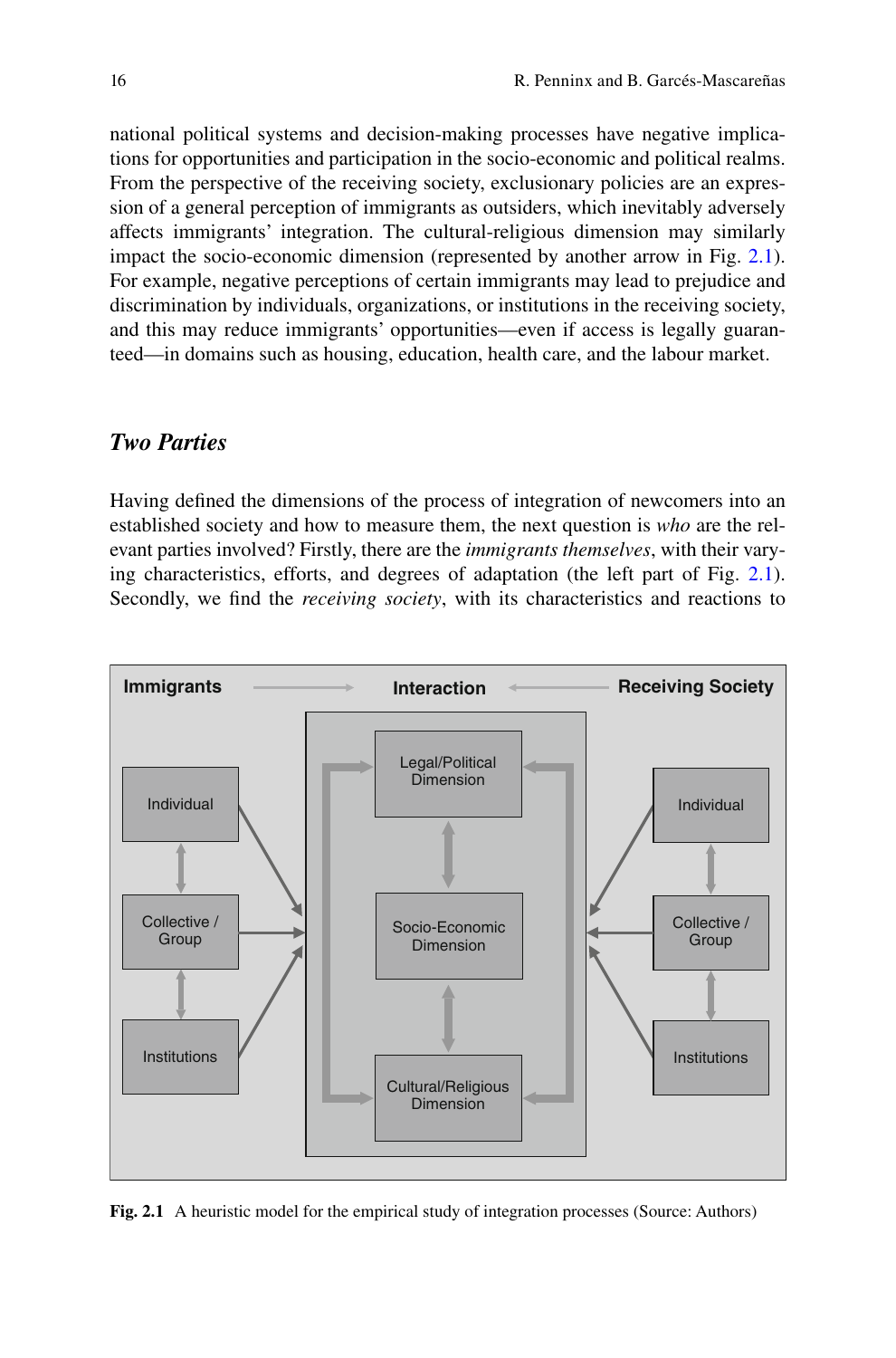national political systems and decision-making processes have negative implications for opportunities and participation in the socio-economic and political realms. From the perspective of the receiving society, exclusionary policies are an expression of a general perception of immigrants as outsiders, which inevitably adversely affects immigrants' integration. The cultural-religious dimension may similarly impact the socio-economic dimension (represented by another arrow in Fig. 2.1). For example, negative perceptions of certain immigrants may lead to prejudice and discrimination by individuals, organizations, or institutions in the receiving society, and this may reduce immigrants' opportunities—even if access is legally guaranteed—in domains such as housing, education, health care, and the labour market.

### *Two Parties*

Having defined the dimensions of the process of integration of newcomers into an established society and how to measure them, the next question is *who* are the relevant parties involved? Firstly, there are the *immigrants themselves*, with their varying characteristics, efforts, and degrees of adaptation (the left part of Fig. 2.1). Secondly, we find the *receiving society*, with its characteristics and reactions to

**Fig. 2.1** A heuristic model for the empirical study of integration processes (Source: Authors)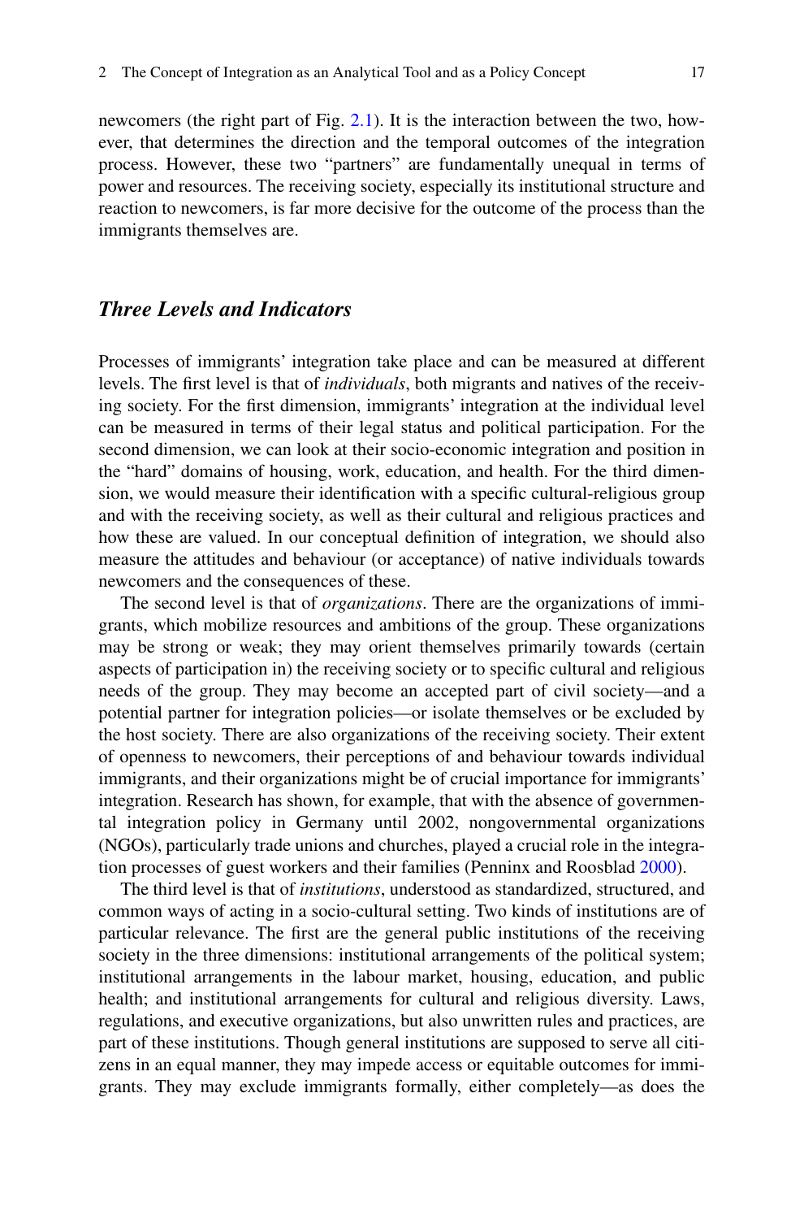newcomers (the right part of Fig. 2.1). It is the interaction between the two, however, that determines the direction and the temporal outcomes of the integration process. However, these two "partners" are fundamentally unequal in terms of power and resources. The receiving society, especially its institutional structure and reaction to newcomers, is far more decisive for the outcome of the process than the immigrants themselves are.

## *Three Levels and Indicators*

Processes of immigrants' integration take place and can be measured at different levels. The first level is that of *individuals*, both migrants and natives of the receiving society. For the first dimension, immigrants' integration at the individual level can be measured in terms of their legal status and political participation. For the second dimension, we can look at their socio-economic integration and position in the "hard" domains of housing, work, education, and health. For the third dimension, we would measure their identification with a specific cultural-religious group and with the receiving society, as well as their cultural and religious practices and how these are valued. In our conceptual definition of integration, we should also measure the attitudes and behaviour (or acceptance) of native individuals towards newcomers and the consequences of these.

The second level is that of *organizations*. There are the organizations of immigrants, which mobilize resources and ambitions of the group. These organizations may be strong or weak; they may orient themselves primarily towards (certain aspects of participation in) the receiving society or to specific cultural and religious needs of the group. They may become an accepted part of civil society—and a potential partner for integration policies—or isolate themselves or be excluded by the host society. There are also organizations of the receiving society. Their extent of openness to newcomers, their perceptions of and behaviour towards individual immigrants, and their organizations might be of crucial importance for immigrants' integration. Research has shown, for example, that with the absence of governmental integration policy in Germany until 2002, nongovernmental organizations (NGOs), particularly trade unions and churches, played a crucial role in the integration processes of guest workers and their families (Penninx and Roosblad 2000).

The third level is that of *institutions*, understood as standardized, structured, and common ways of acting in a socio-cultural setting. Two kinds of institutions are of particular relevance. The first are the general public institutions of the receiving society in the three dimensions: institutional arrangements of the political system; institutional arrangements in the labour market, housing, education, and public health; and institutional arrangements for cultural and religious diversity. Laws, regulations, and executive organizations, but also unwritten rules and practices, are part of these institutions. Though general institutions are supposed to serve all citizens in an equal manner, they may impede access or equitable outcomes for immigrants. They may exclude immigrants formally, either completely—as does the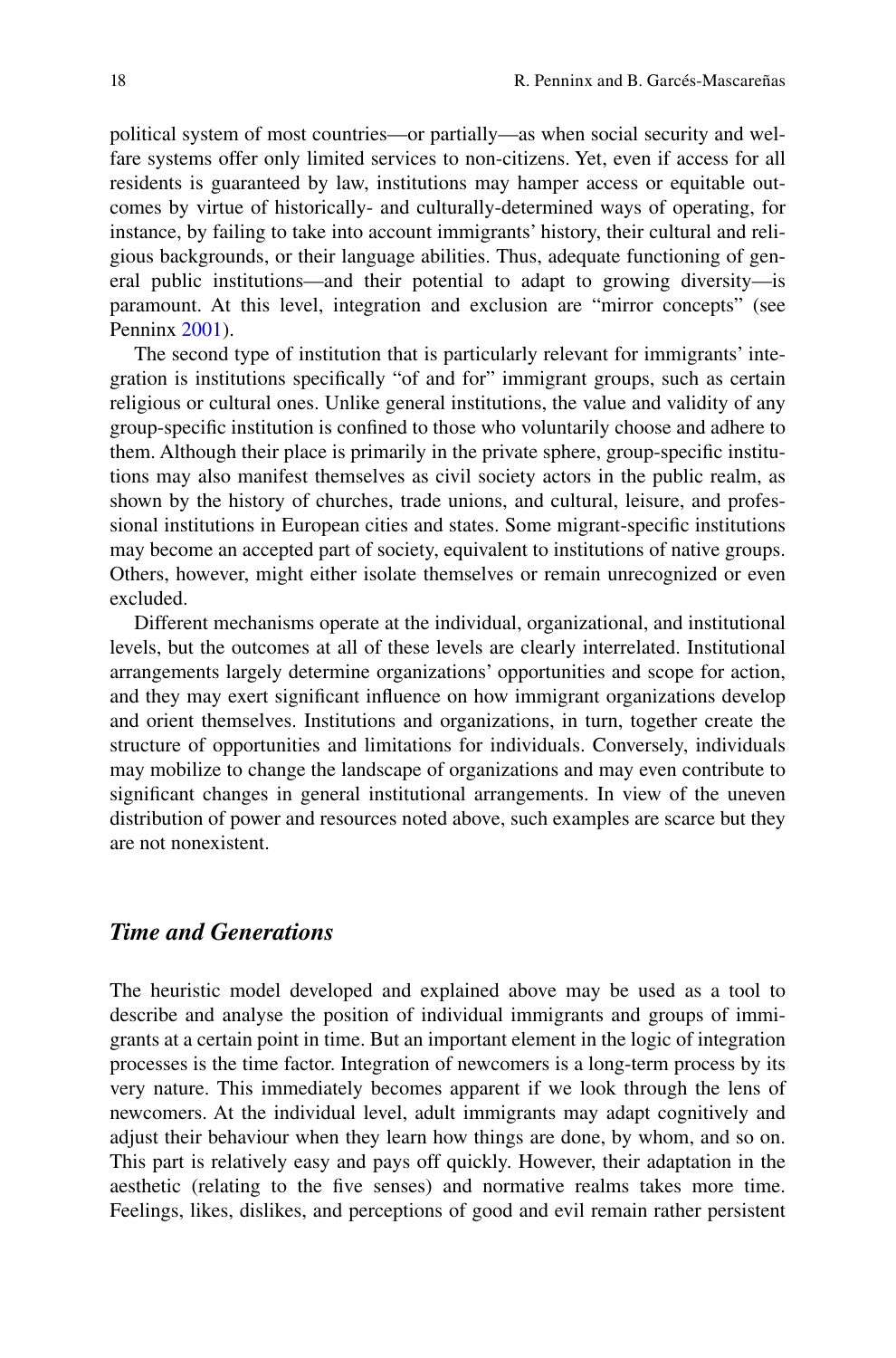political system of most countries—or partially—as when social security and welfare systems offer only limited services to non-citizens. Yet, even if access for all residents is guaranteed by law, institutions may hamper access or equitable outcomes by virtue of historically- and culturally-determined ways of operating, for instance, by failing to take into account immigrants' history, their cultural and religious backgrounds, or their language abilities. Thus, adequate functioning of general public institutions—and their potential to adapt to growing diversity—is paramount. At this level, integration and exclusion are "mirror concepts" (see Penninx 2001).

The second type of institution that is particularly relevant for immigrants' integration is institutions specifically "of and for" immigrant groups, such as certain religious or cultural ones. Unlike general institutions, the value and validity of any group-specific institution is confined to those who voluntarily choose and adhere to them. Although their place is primarily in the private sphere, group-specific institutions may also manifest themselves as civil society actors in the public realm, as shown by the history of churches, trade unions, and cultural, leisure, and professional institutions in European cities and states. Some migrant-specific institutions may become an accepted part of society, equivalent to institutions of native groups. Others, however, might either isolate themselves or remain unrecognized or even excluded.

Different mechanisms operate at the individual, organizational, and institutional levels, but the outcomes at all of these levels are clearly interrelated. Institutional arrangements largely determine organizations' opportunities and scope for action, and they may exert significant influence on how immigrant organizations develop and orient themselves. Institutions and organizations, in turn, together create the structure of opportunities and limitations for individuals. Conversely, individuals may mobilize to change the landscape of organizations and may even contribute to significant changes in general institutional arrangements. In view of the uneven distribution of power and resources noted above, such examples are scarce but they are not nonexistent.

### *Time and Generations*

The heuristic model developed and explained above may be used as a tool to describe and analyse the position of individual immigrants and groups of immigrants at a certain point in time. But an important element in the logic of integration processes is the time factor. Integration of newcomers is a long-term process by its very nature. This immediately becomes apparent if we look through the lens of newcomers. At the individual level, adult immigrants may adapt cognitively and adjust their behaviour when they learn how things are done, by whom, and so on. This part is relatively easy and pays off quickly. However, their adaptation in the aesthetic (relating to the five senses) and normative realms takes more time. Feelings, likes, dislikes, and perceptions of good and evil remain rather persistent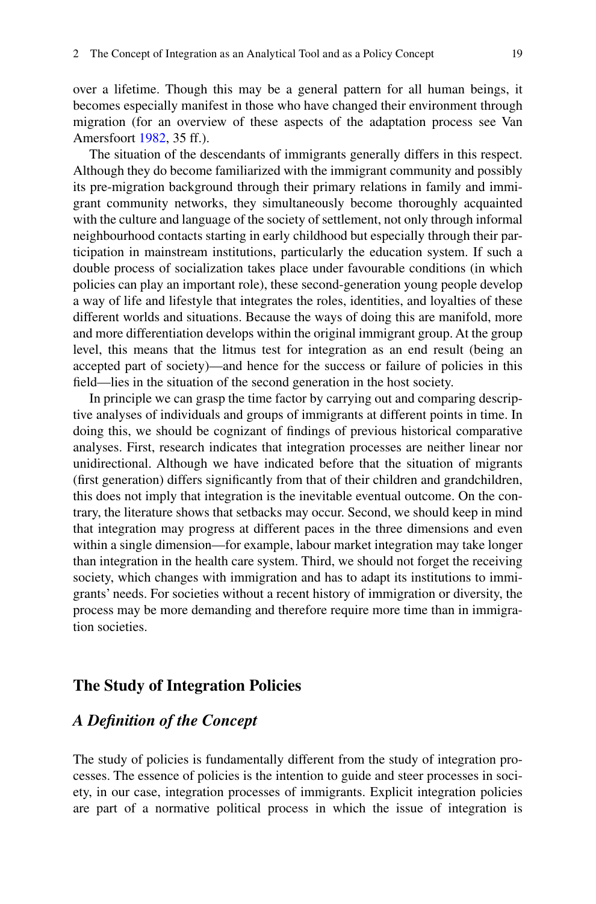over a lifetime. Though this may be a general pattern for all human beings, it becomes especially manifest in those who have changed their environment through migration (for an overview of these aspects of the adaptation process see Van Amersfoort 1982, 35 ff.).

The situation of the descendants of immigrants generally differs in this respect. Although they do become familiarized with the immigrant community and possibly its pre-migration background through their primary relations in family and immigrant community networks, they simultaneously become thoroughly acquainted with the culture and language of the society of settlement, not only through informal neighbourhood contacts starting in early childhood but especially through their participation in mainstream institutions, particularly the education system. If such a double process of socialization takes place under favourable conditions (in which policies can play an important role), these second-generation young people develop a way of life and lifestyle that integrates the roles, identities, and loyalties of these different worlds and situations. Because the ways of doing this are manifold, more and more differentiation develops within the original immigrant group. At the group level, this means that the litmus test for integration as an end result (being an accepted part of society)—and hence for the success or failure of policies in this field—lies in the situation of the second generation in the host society.

In principle we can grasp the time factor by carrying out and comparing descriptive analyses of individuals and groups of immigrants at different points in time. In doing this, we should be cognizant of findings of previous historical comparative analyses. First, research indicates that integration processes are neither linear nor unidirectional. Although we have indicated before that the situation of migrants (first generation) differs significantly from that of their children and grandchildren, this does not imply that integration is the inevitable eventual outcome. On the contrary, the literature shows that setbacks may occur. Second, we should keep in mind that integration may progress at different paces in the three dimensions and even within a single dimension—for example, labour market integration may take longer than integration in the health care system. Third, we should not forget the receiving society, which changes with immigration and has to adapt its institutions to immigrants' needs. For societies without a recent history of immigration or diversity, the process may be more demanding and therefore require more time than in immigration societies.

## The Study of Integration Policies

### *A Definition of the Concept*

The study of policies is fundamentally different from the study of integration processes. The essence of policies is the intention to guide and steer processes in society, in our case, integration processes of immigrants. Explicit integration policies are part of a normative political process in which the issue of integration is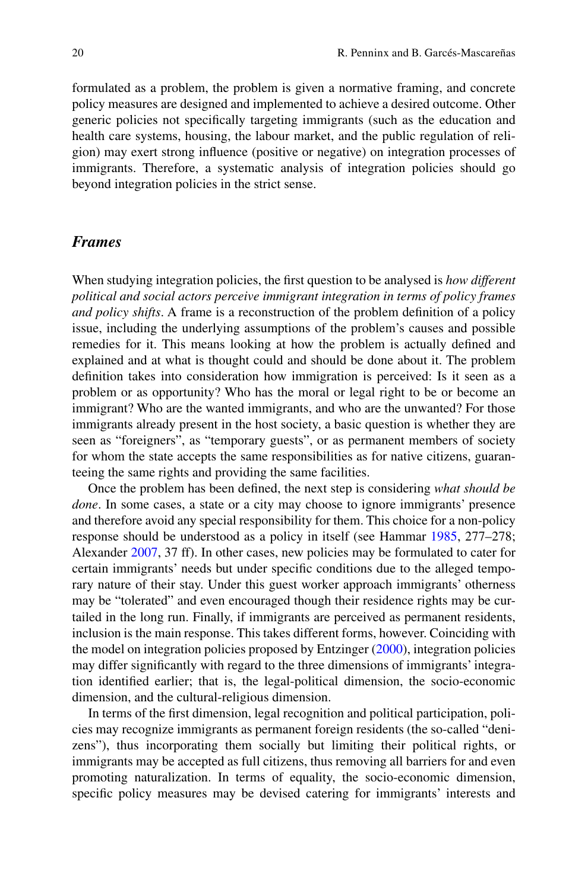formulated as a problem, the problem is given a normative framing, and concrete policy measures are designed and implemented to achieve a desired outcome. Other generic policies not specifically targeting immigrants (such as the education and health care systems, housing, the labour market, and the public regulation of religion) may exert strong influence (positive or negative) on integration processes of immigrants. Therefore, a systematic analysis of integration policies should go beyond integration policies in the strict sense.

### *Frames*

When studying integration policies, the first question to be analysed is *how different political and social actors perceive immigrant integration in terms of policy frames and policy shifts*. A frame is a reconstruction of the problem definition of a policy issue, including the underlying assumptions of the problem's causes and possible remedies for it. This means looking at how the problem is actually defined and explained and at what is thought could and should be done about it. The problem definition takes into consideration how immigration is perceived: Is it seen as a problem or as opportunity? Who has the moral or legal right to be or become an immigrant? Who are the wanted immigrants, and who are the unwanted? For those immigrants already present in the host society, a basic question is whether they are seen as "foreigners", as "temporary guests", or as permanent members of society for whom the state accepts the same responsibilities as for native citizens, guaranteeing the same rights and providing the same facilities.

Once the problem has been defined, the next step is considering *what should be done*. In some cases, a state or a city may choose to ignore immigrants' presence and therefore avoid any special responsibility for them. This choice for a non-policy response should be understood as a policy in itself (see Hammar 1985, 277–278; Alexander 2007, 37 ff). In other cases, new policies may be formulated to cater for certain immigrants' needs but under specific conditions due to the alleged temporary nature of their stay. Under this guest worker approach immigrants' otherness may be "tolerated" and even encouraged though their residence rights may be curtailed in the long run. Finally, if immigrants are perceived as permanent residents, inclusion is the main response. This takes different forms, however. Coinciding with the model on integration policies proposed by Entzinger (2000), integration policies may differ significantly with regard to the three dimensions of immigrants' integration identified earlier; that is, the legal-political dimension, the socio-economic dimension, and the cultural-religious dimension.

In terms of the first dimension, legal recognition and political participation, policies may recognize immigrants as permanent foreign residents (the so-called "denizens"), thus incorporating them socially but limiting their political rights, or immigrants may be accepted as full citizens, thus removing all barriers for and even promoting naturalization. In terms of equality, the socio-economic dimension, specific policy measures may be devised catering for immigrants' interests and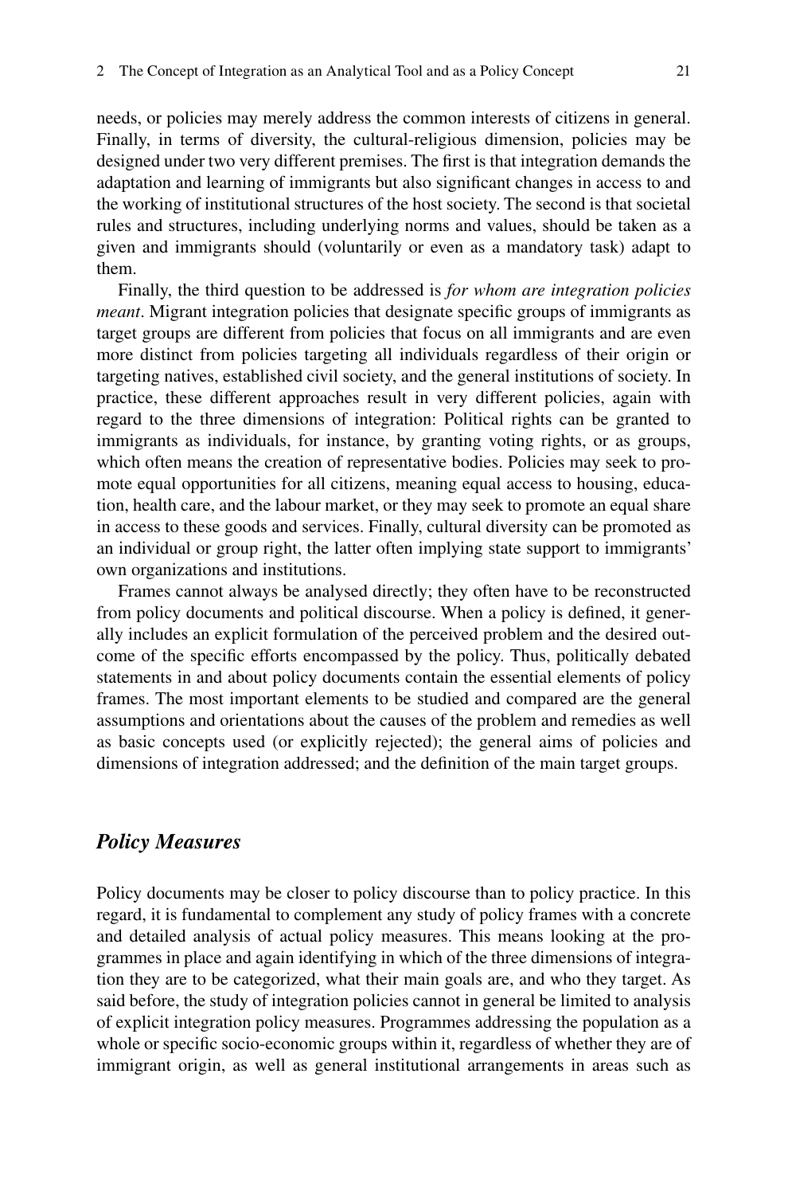needs, or policies may merely address the common interests of citizens in general. Finally, in terms of diversity, the cultural-religious dimension, policies may be designed under two very different premises. The first is that integration demands the adaptation and learning of immigrants but also significant changes in access to and the working of institutional structures of the host society. The second is that societal rules and structures, including underlying norms and values, should be taken as a given and immigrants should (voluntarily or even as a mandatory task) adapt to them.

Finally, the third question to be addressed is *for whom are integration policies meant*. Migrant integration policies that designate specific groups of immigrants as target groups are different from policies that focus on all immigrants and are even more distinct from policies targeting all individuals regardless of their origin or targeting natives, established civil society, and the general institutions of society. In practice, these different approaches result in very different policies, again with regard to the three dimensions of integration: Political rights can be granted to immigrants as individuals, for instance, by granting voting rights, or as groups, which often means the creation of representative bodies. Policies may seek to promote equal opportunities for all citizens, meaning equal access to housing, education, health care, and the labour market, or they may seek to promote an equal share in access to these goods and services. Finally, cultural diversity can be promoted as an individual or group right, the latter often implying state support to immigrants' own organizations and institutions.

Frames cannot always be analysed directly; they often have to be reconstructed from policy documents and political discourse. When a policy is defined, it generally includes an explicit formulation of the perceived problem and the desired outcome of the specific efforts encompassed by the policy. Thus, politically debated statements in and about policy documents contain the essential elements of policy frames. The most important elements to be studied and compared are the general assumptions and orientations about the causes of the problem and remedies as well as basic concepts used (or explicitly rejected); the general aims of policies and dimensions of integration addressed; and the definition of the main target groups.

## *Policy Measures*

Policy documents may be closer to policy discourse than to policy practice. In this regard, it is fundamental to complement any study of policy frames with a concrete and detailed analysis of actual policy measures. This means looking at the programmes in place and again identifying in which of the three dimensions of integration they are to be categorized, what their main goals are, and who they target. As said before, the study of integration policies cannot in general be limited to analysis of explicit integration policy measures. Programmes addressing the population as a whole or specific socio-economic groups within it, regardless of whether they are of immigrant origin, as well as general institutional arrangements in areas such as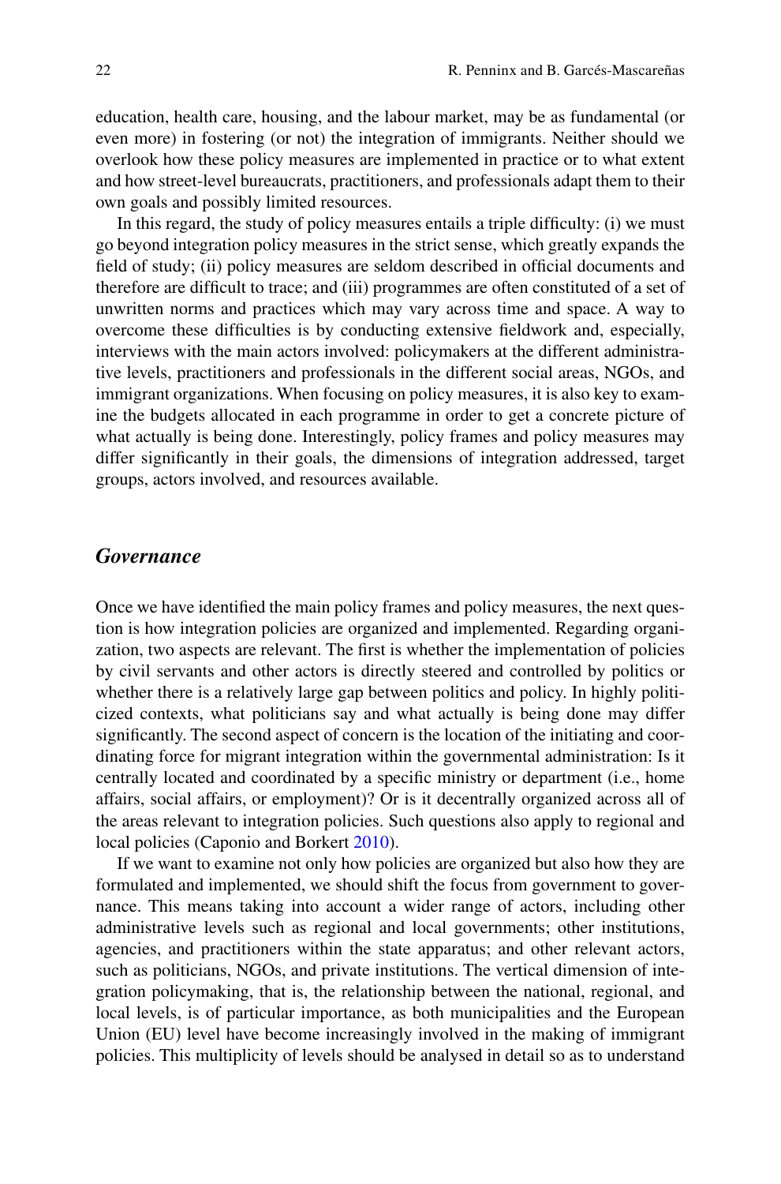education, health care, housing, and the labour market, may be as fundamental (or even more) in fostering (or not) the integration of immigrants. Neither should we overlook how these policy measures are implemented in practice or to what extent and how street-level bureaucrats, practitioners, and professionals adapt them to their own goals and possibly limited resources.

In this regard, the study of policy measures entails a triple difficulty: (i) we must go beyond integration policy measures in the strict sense, which greatly expands the field of study; (ii) policy measures are seldom described in official documents and therefore are difficult to trace; and (iii) programmes are often constituted of a set of unwritten norms and practices which may vary across time and space. A way to overcome these difficulties is by conducting extensive fieldwork and, especially, interviews with the main actors involved: policymakers at the different administrative levels, practitioners and professionals in the different social areas, NGOs, and immigrant organizations. When focusing on policy measures, it is also key to examine the budgets allocated in each programme in order to get a concrete picture of what actually is being done. Interestingly, policy frames and policy measures may differ significantly in their goals, the dimensions of integration addressed, target groups, actors involved, and resources available.

### *Governance*

Once we have identified the main policy frames and policy measures, the next question is how integration policies are organized and implemented. Regarding organization, two aspects are relevant. The first is whether the implementation of policies by civil servants and other actors is directly steered and controlled by politics or whether there is a relatively large gap between politics and policy. In highly politicized contexts, what politicians say and what actually is being done may differ significantly. The second aspect of concern is the location of the initiating and coordinating force for migrant integration within the governmental administration: Is it centrally located and coordinated by a specific ministry or department (i.e., home affairs, social affairs, or employment)? Or is it decentrally organized across all of the areas relevant to integration policies. Such questions also apply to regional and local policies (Caponio and Borkert 2010).

If we want to examine not only how policies are organized but also how they are formulated and implemented, we should shift the focus from government to governance. This means taking into account a wider range of actors, including other administrative levels such as regional and local governments; other institutions, agencies, and practitioners within the state apparatus; and other relevant actors, such as politicians, NGOs, and private institutions. The vertical dimension of integration policymaking, that is, the relationship between the national, regional, and local levels, is of particular importance, as both municipalities and the European Union (EU) level have become increasingly involved in the making of immigrant policies. This multiplicity of levels should be analysed in detail so as to understand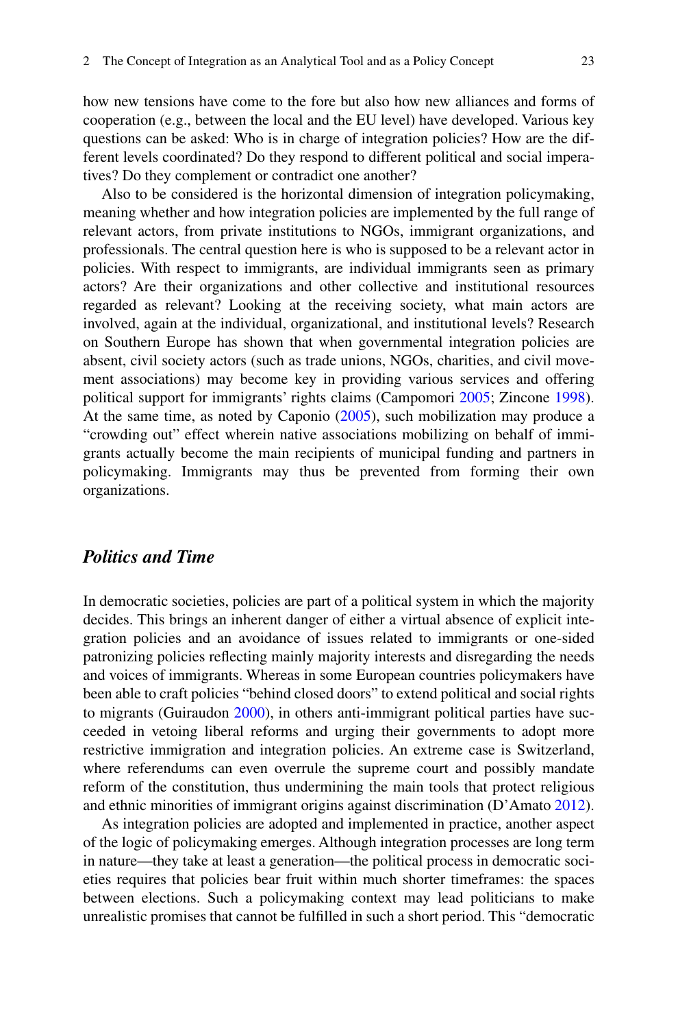how new tensions have come to the fore but also how new alliances and forms of cooperation (e.g., between the local and the EU level) have developed. Various key questions can be asked: Who is in charge of integration policies? How are the different levels coordinated? Do they respond to different political and social imperatives? Do they complement or contradict one another?

Also to be considered is the horizontal dimension of integration policymaking, meaning whether and how integration policies are implemented by the full range of relevant actors, from private institutions to NGOs, immigrant organizations, and professionals. The central question here is who is supposed to be a relevant actor in policies. With respect to immigrants, are individual immigrants seen as primary actors? Are their organizations and other collective and institutional resources regarded as relevant? Looking at the receiving society, what main actors are involved, again at the individual, organizational, and institutional levels? Research on Southern Europe has shown that when governmental integration policies are absent, civil society actors (such as trade unions, NGOs, charities, and civil movement associations) may become key in providing various services and offering political support for immigrants' rights claims (Campomori 2005; Zincone 1998). At the same time, as noted by Caponio (2005), such mobilization may produce a "crowding out" effect wherein native associations mobilizing on behalf of immigrants actually become the main recipients of municipal funding and partners in policymaking. Immigrants may thus be prevented from forming their own organizations.

### *Politics and Time*

In democratic societies, policies are part of a political system in which the majority decides. This brings an inherent danger of either a virtual absence of explicit integration policies and an avoidance of issues related to immigrants or one-sided patronizing policies reflecting mainly majority interests and disregarding the needs and voices of immigrants. Whereas in some European countries policymakers have been able to craft policies "behind closed doors" to extend political and social rights to migrants (Guiraudon 2000), in others anti-immigrant political parties have succeeded in vetoing liberal reforms and urging their governments to adopt more restrictive immigration and integration policies. An extreme case is Switzerland, where referendums can even overrule the supreme court and possibly mandate reform of the constitution, thus undermining the main tools that protect religious and ethnic minorities of immigrant origins against discrimination (D'Amato 2012).

As integration policies are adopted and implemented in practice, another aspect of the logic of policymaking emerges. Although integration processes are long term in nature—they take at least a generation—the political process in democratic societies requires that policies bear fruit within much shorter timeframes: the spaces between elections. Such a policymaking context may lead politicians to make unrealistic promises that cannot be fulfilled in such a short period. This "democratic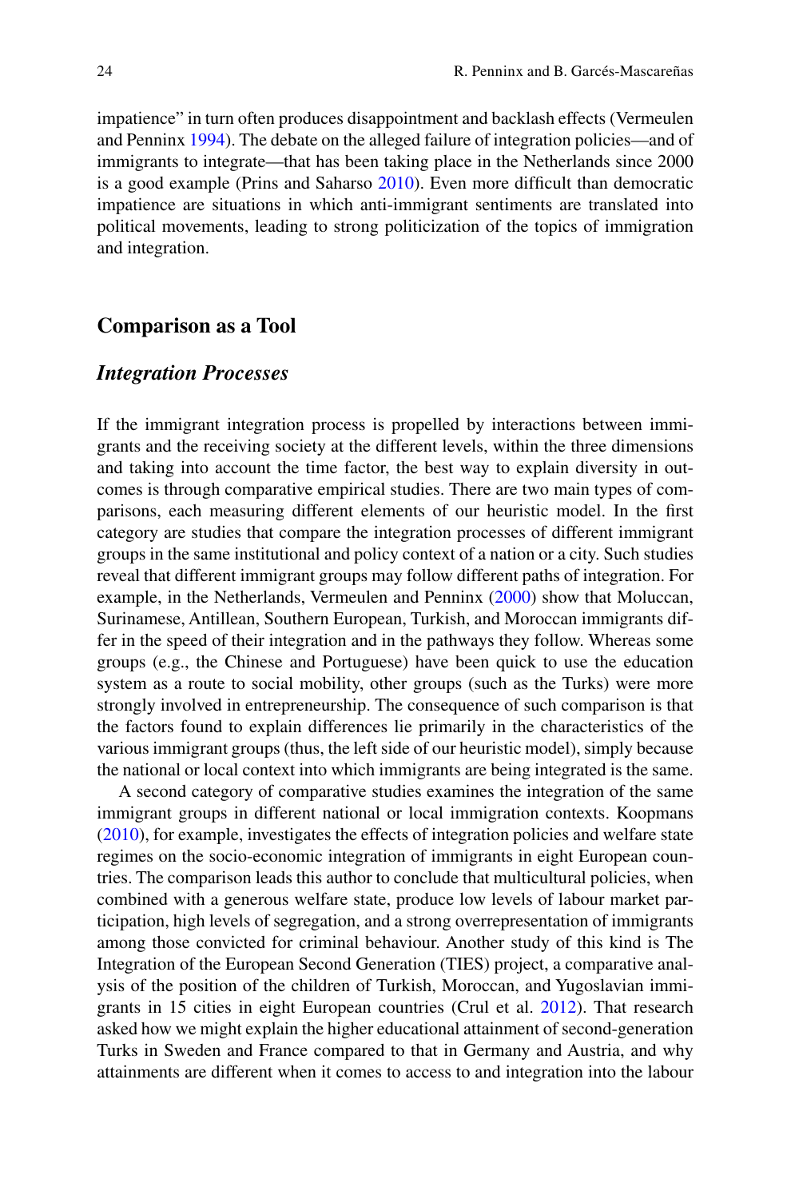impatience" in turn often produces disappointment and backlash effects (Vermeulen and Penninx 1994). The debate on the alleged failure of integration policies—and of immigrants to integrate—that has been taking place in the Netherlands since 2000 is a good example (Prins and Saharso 2010). Even more difficult than democratic impatience are situations in which anti-immigrant sentiments are translated into political movements, leading to strong politicization of the topics of immigration and integration.

## Comparison as a Tool

### *Integration Processes*

If the immigrant integration process is propelled by interactions between immigrants and the receiving society at the different levels, within the three dimensions and taking into account the time factor, the best way to explain diversity in outcomes is through comparative empirical studies. There are two main types of comparisons, each measuring different elements of our heuristic model. In the first category are studies that compare the integration processes of different immigrant groups in the same institutional and policy context of a nation or a city. Such studies reveal that different immigrant groups may follow different paths of integration. For example, in the Netherlands, Vermeulen and Penninx (2000) show that Moluccan, Surinamese, Antillean, Southern European, Turkish, and Moroccan immigrants differ in the speed of their integration and in the pathways they follow. Whereas some groups (e.g., the Chinese and Portuguese) have been quick to use the education system as a route to social mobility, other groups (such as the Turks) were more strongly involved in entrepreneurship. The consequence of such comparison is that the factors found to explain differences lie primarily in the characteristics of the various immigrant groups (thus, the left side of our heuristic model), simply because the national or local context into which immigrants are being integrated is the same.

A second category of comparative studies examines the integration of the same immigrant groups in different national or local immigration contexts. Koopmans (2010), for example, investigates the effects of integration policies and welfare state regimes on the socio-economic integration of immigrants in eight European countries. The comparison leads this author to conclude that multicultural policies, when combined with a generous welfare state, produce low levels of labour market participation, high levels of segregation, and a strong overrepresentation of immigrants among those convicted for criminal behaviour. Another study of this kind is The Integration of the European Second Generation (TIES) project, a comparative analysis of the position of the children of Turkish, Moroccan, and Yugoslavian immigrants in 15 cities in eight European countries (Crul et al. 2012). That research asked how we might explain the higher educational attainment of second-generation Turks in Sweden and France compared to that in Germany and Austria, and why attainments are different when it comes to access to and integration into the labour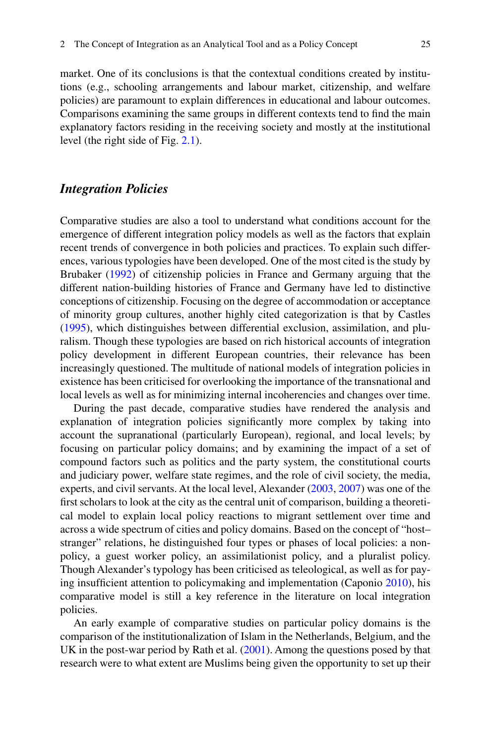market. One of its conclusions is that the contextual conditions created by institutions (e.g., schooling arrangements and labour market, citizenship, and welfare policies) are paramount to explain differences in educational and labour outcomes. Comparisons examining the same groups in different contexts tend to find the main explanatory factors residing in the receiving society and mostly at the institutional level (the right side of Fig. 2.1).

### *Integration Policies*

Comparative studies are also a tool to understand what conditions account for the emergence of different integration policy models as well as the factors that explain recent trends of convergence in both policies and practices. To explain such differences, various typologies have been developed. One of the most cited is the study by Brubaker (1992) of citizenship policies in France and Germany arguing that the different nation-building histories of France and Germany have led to distinctive conceptions of citizenship. Focusing on the degree of accommodation or acceptance of minority group cultures, another highly cited categorization is that by Castles (1995), which distinguishes between differential exclusion, assimilation, and pluralism. Though these typologies are based on rich historical accounts of integration policy development in different European countries, their relevance has been increasingly questioned. The multitude of national models of integration policies in existence has been criticised for overlooking the importance of the transnational and local levels as well as for minimizing internal incoherencies and changes over time.

During the past decade, comparative studies have rendered the analysis and explanation of integration policies significantly more complex by taking into account the supranational (particularly European), regional, and local levels; by focusing on particular policy domains; and by examining the impact of a set of compound factors such as politics and the party system, the constitutional courts and judiciary power, welfare state regimes, and the role of civil society, the media, experts, and civil servants. At the local level, Alexander (2003, 2007) was one of the first scholars to look at the city as the central unit of comparison, building a theoretical model to explain local policy reactions to migrant settlement over time and across a wide spectrum of cities and policy domains. Based on the concept of "host–stranger" relations, he distinguished four types or phases of local policies: a non-policy, a guest worker policy, an assimilationist policy, and a pluralist policy. Though Alexander's typology has been criticised as teleological, as well as for paying insufficient attention to policymaking and implementation (Caponio 2010), his comparative model is still a key reference in the literature on local integration policies.

An early example of comparative studies on particular policy domains is the comparison of the institutionalization of Islam in the Netherlands, Belgium, and the UK in the post-war period by Rath et al. (2001). Among the questions posed by that research were to what extent are Muslims being given the opportunity to set up their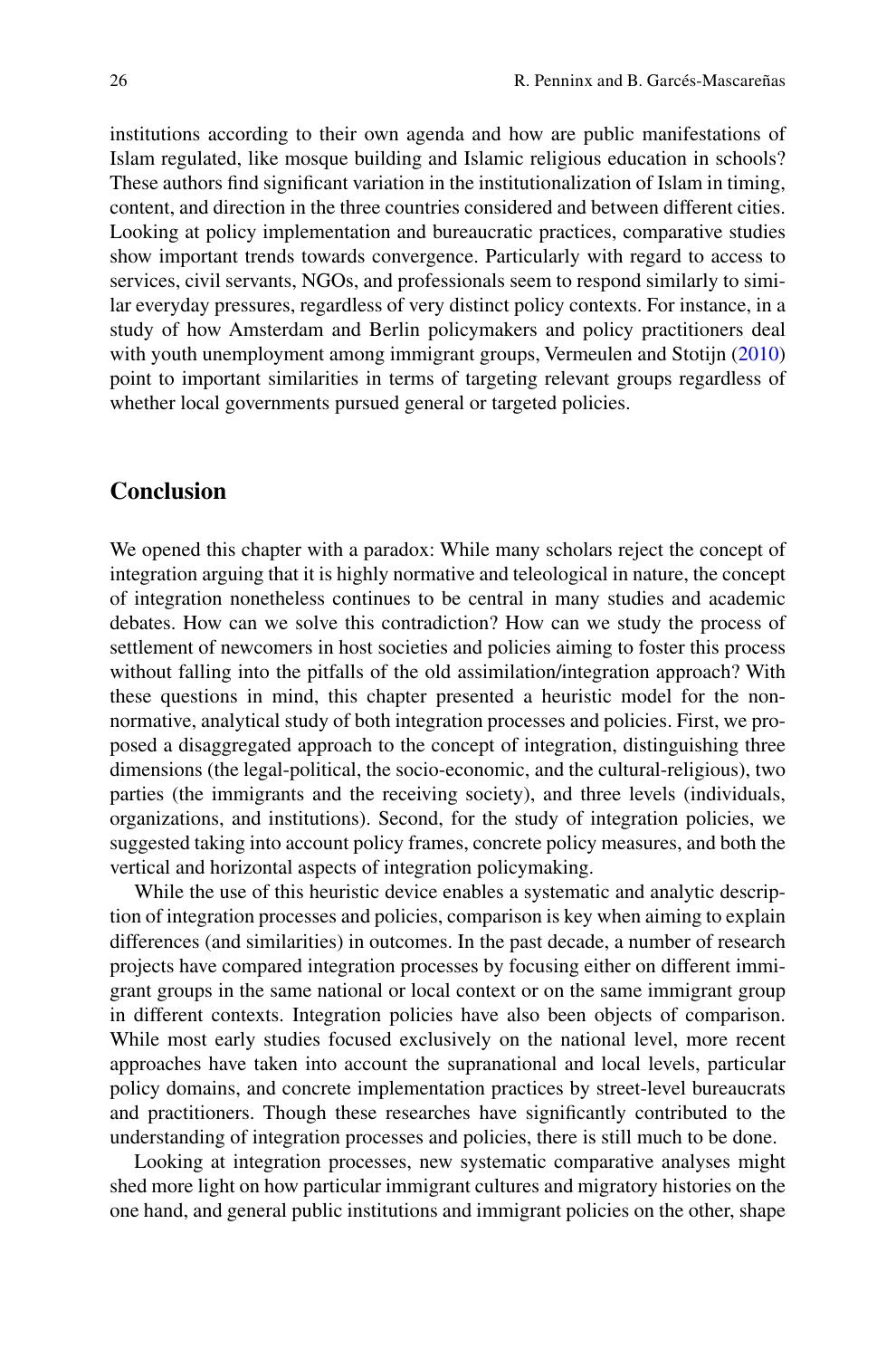institutions according to their own agenda and how are public manifestations of Islam regulated, like mosque building and Islamic religious education in schools? These authors find significant variation in the institutionalization of Islam in timing, content, and direction in the three countries considered and between different cities. Looking at policy implementation and bureaucratic practices, comparative studies show important trends towards convergence. Particularly with regard to access to services, civil servants, NGOs, and professionals seem to respond similarly to similar everyday pressures, regardless of very distinct policy contexts. For instance, in a study of how Amsterdam and Berlin policymakers and policy practitioners deal with youth unemployment among immigrant groups, Vermeulen and Stotijn (2010) point to important similarities in terms of targeting relevant groups regardless of whether local governments pursued general or targeted policies.

## Conclusion

We opened this chapter with a paradox: While many scholars reject the concept of integration arguing that it is highly normative and teleological in nature, the concept of integration nonetheless continues to be central in many studies and academic debates. How can we solve this contradiction? How can we study the process of settlement of newcomers in host societies and policies aiming to foster this process without falling into the pitfalls of the old assimilation/integration approach? With these questions in mind, this chapter presented a heuristic model for the non-normative, analytical study of both integration processes and policies. First, we proposed a disaggregated approach to the concept of integration, distinguishing three dimensions (the legal-political, the socio-economic, and the cultural-religious), two parties (the immigrants and the receiving society), and three levels (individuals, organizations, and institutions). Second, for the study of integration policies, we suggested taking into account policy frames, concrete policy measures, and both the vertical and horizontal aspects of integration policymaking.

While the use of this heuristic device enables a systematic and analytic description of integration processes and policies, comparison is key when aiming to explain differences (and similarities) in outcomes. In the past decade, a number of research projects have compared integration processes by focusing either on different immigrant groups in the same national or local context or on the same immigrant group in different contexts. Integration policies have also been objects of comparison. While most early studies focused exclusively on the national level, more recent approaches have taken into account the supranational and local levels, particular policy domains, and concrete implementation practices by street-level bureaucrats and practitioners. Though these researches have significantly contributed to the understanding of integration processes and policies, there is still much to be done.

Looking at integration processes, new systematic comparative analyses might shed more light on how particular immigrant cultures and migratory histories on the one hand, and general public institutions and immigrant policies on the other, shape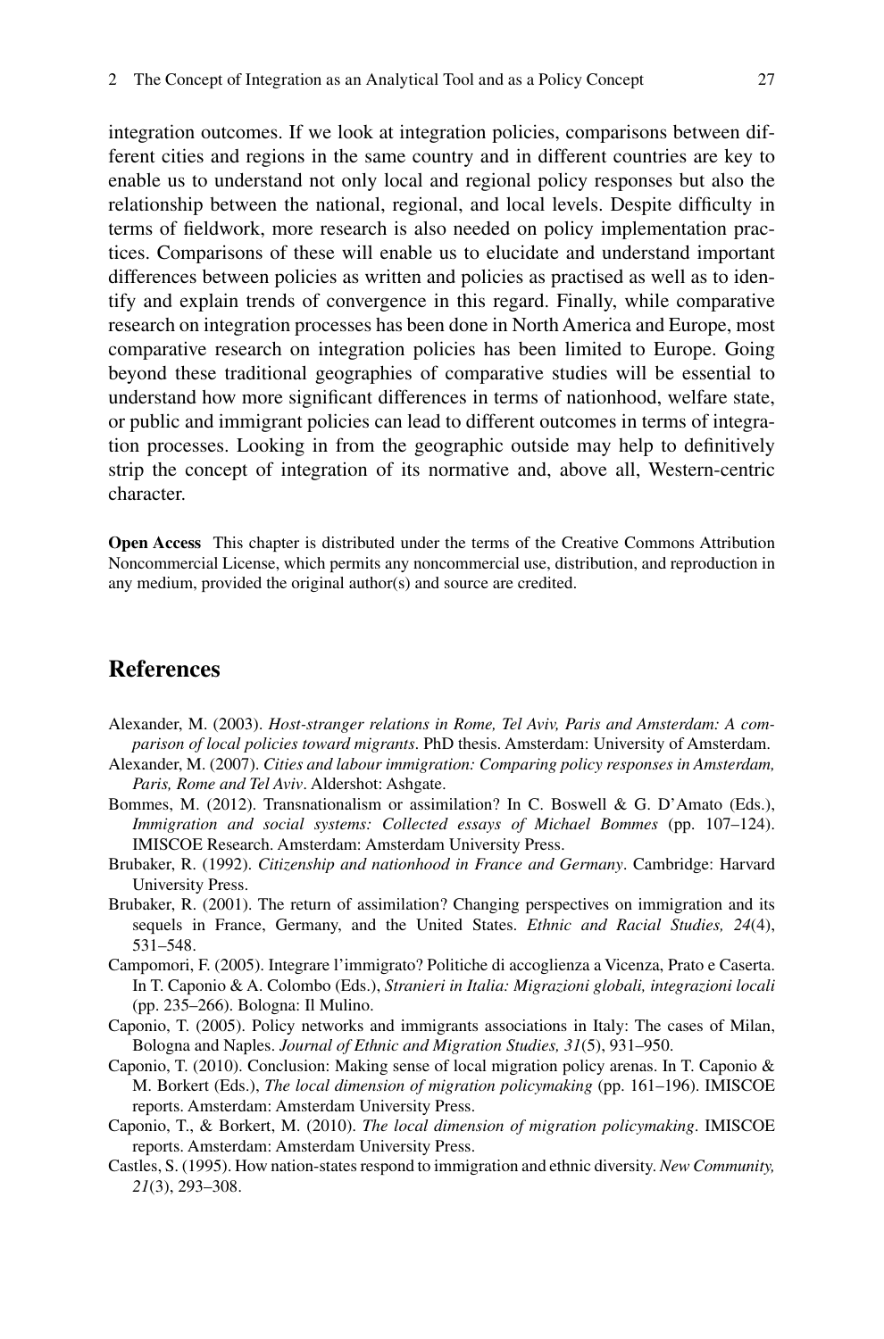integration outcomes. If we look at integration policies, comparisons between different cities and regions in the same country and in different countries are key to enable us to understand not only local and regional policy responses but also the relationship between the national, regional, and local levels. Despite difficulty in terms of fieldwork, more research is also needed on policy implementation practices. Comparisons of these will enable us to elucidate and understand important differences between policies as written and policies as practised as well as to identify and explain trends of convergence in this regard. Finally, while comparative research on integration processes has been done in North America and Europe, most comparative research on integration policies has been limited to Europe. Going beyond these traditional geographies of comparative studies will be essential to understand how more significant differences in terms of nationhood, welfare state, or public and immigrant policies can lead to different outcomes in terms of integration processes. Looking in from the geographic outside may help to definitively strip the concept of integration of its normative and, above all, Western-centric character.

**Open Access** This chapter is distributed under the terms of the Creative Commons Attribution Noncommercial License, which permits any noncommercial use, distribution, and reproduction in any medium, provided the original author(s) and source are credited.

## References

Alexander, M. (2003). *Host-stranger relations in Rome, Tel Aviv, Paris and Amsterdam: A comparison of local policies toward migrants*. PhD thesis. Amsterdam: University of Amsterdam.

Alexander, M. (2007). *Cities and labour immigration: Comparing policy responses in Amsterdam, Paris, Rome and Tel Aviv*. Aldershot: Ashgate.

Bommes, M. (2012). Transnationalism or assimilation? In C. Boswell & G. D'Amato (Eds.), *Immigration and social systems: Collected essays of Michael Bommes* (pp. 107–124). IMISCOE Research. Amsterdam: Amsterdam University Press.

Brubaker, R. (1992). *Citizenship and nationhood in France and Germany*. Cambridge: Harvard University Press.

Brubaker, R. (2001). The return of assimilation? Changing perspectives on immigration and its sequels in France, Germany, and the United States. *Ethnic and Racial Studies, 24*(4), 531–548.

Campomori, F. (2005). Integrare l'immigrato? Politiche di accoglienza a Vicenza, Prato e Caserta. In T. Caponio & A. Colombo (Eds.), *Stranieri in Italia: Migrazioni globali, integrazioni locali* (pp. 235–266). Bologna: Il Mulino.

Caponio, T. (2005). Policy networks and immigrants associations in Italy: The cases of Milan, Bologna and Naples. *Journal of Ethnic and Migration Studies, 31*(5), 931–950.

Caponio, T. (2010). Conclusion: Making sense of local migration policy arenas. In T. Caponio & M. Borkert (Eds.), *The local dimension of migration policymaking* (pp. 161–196). IMISCOE reports. Amsterdam: Amsterdam University Press.

Caponio, T., & Borkert, M. (2010). *The local dimension of migration policymaking*. IMISCOE reports. Amsterdam: Amsterdam University Press.

Castles, S. (1995). How nation-states respond to immigration and ethnic diversity. *New Community, 21*(3), 293–308.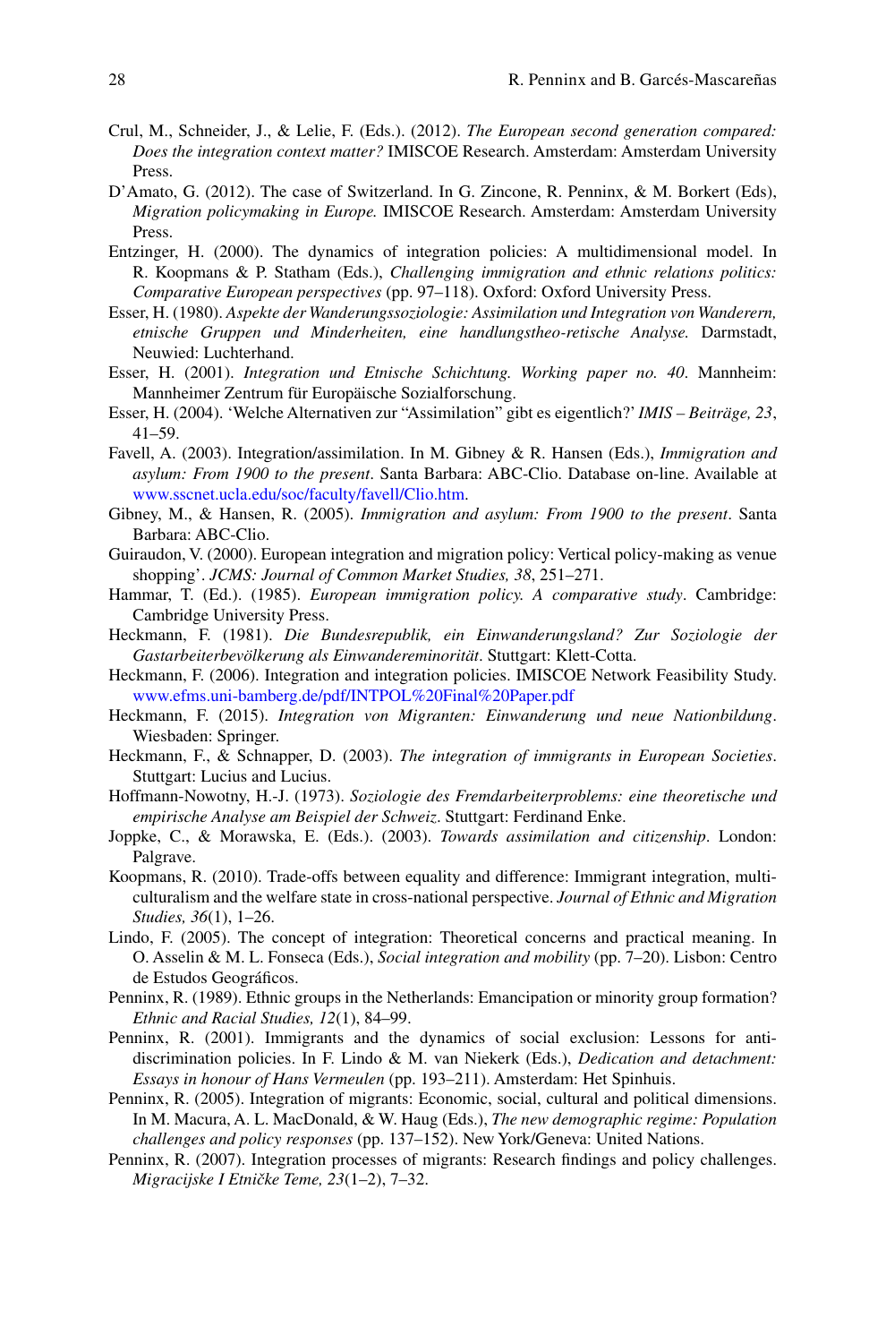Crul, M., Schneider, J., & Lelie, F. (Eds.). (2012). *The European second generation compared: Does the integration context matter?* IMISCOE Research. Amsterdam: Amsterdam University Press.

D'Amato, G. (2012). The case of Switzerland. In G. Zincone, R. Penninx, & M. Borkert (Eds), *Migration policymaking in Europe.* IMISCOE Research. Amsterdam: Amsterdam University Press.

Entzinger, H. (2000). The dynamics of integration policies: A multidimensional model. In R. Koopmans & P. Statham (Eds.), *Challenging immigration and ethnic relations politics: Comparative European perspectives* (pp. 97–118). Oxford: Oxford University Press.

Esser, H. (1980). *Aspekte der Wanderungssoziologie: Assimilation und Integration von Wanderern, etnische Gruppen und Minderheiten, eine handlungstheo-retische Analyse.* Darmstadt, Neuwied: Luchterhand.

Esser, H. (2001). *Integration und Etnische Schichtung. Working paper no. 40*. Mannheim: Mannheimer Zentrum für Europäische Sozialforschung.

Esser, H. (2004). 'Welche Alternativen zur "Assimilation" gibt es eigentlich?' *IMIS – Beiträge, 23*, 41–59.

Favell, A. (2003). Integration/assimilation. In M. Gibney & R. Hansen (Eds.), *Immigration and asylum: From 1900 to the present*. Santa Barbara: ABC-Clio. Database on-line. Available at www.sscnet.ucla.edu/soc/faculty/favell/Clio.htm.

Gibney, M., & Hansen, R. (2005). *Immigration and asylum: From 1900 to the present*. Santa Barbara: ABC-Clio.

Guiraudon, V. (2000). European integration and migration policy: Vertical policy-making as venue shopping'. *JCMS: Journal of Common Market Studies, 38*, 251–271.

Hammar, T. (Ed.). (1985). *European immigration policy. A comparative study*. Cambridge: Cambridge University Press.

Heckmann, F. (1981). *Die Bundesrepublik, ein Einwanderungsland? Zur Soziologie der Gastarbeiterbevölkerung als Einwandereminorität*. Stuttgart: Klett-Cotta.

Heckmann, F. (2006). Integration and integration policies. IMISCOE Network Feasibility Study. www.efms.uni-bamberg.de/pdf/INTPOL%20Final%20Paper.pdf

Heckmann, F. (2015). *Integration von Migranten: Einwanderung und neue Nationbildung*. Wiesbaden: Springer.

Heckmann, F., & Schnapper, D. (2003). *The integration of immigrants in European Societies*. Stuttgart: Lucius and Lucius.

Hoffmann-Nowotny, H.-J. (1973). *Soziologie des Fremdarbeiterproblems: eine theoretische und empirische Analyse am Beispiel der Schweiz*. Stuttgart: Ferdinand Enke.

Joppke, C., & Morawska, E. (Eds.). (2003). *Towards assimilation and citizenship*. London: Palgrave.

Koopmans, R. (2010). Trade-offs between equality and difference: Immigrant integration, multiculturalism and the welfare state in cross-national perspective. *Journal of Ethnic and Migration Studies, 36*(1), 1–26.

Lindo, F. (2005). The concept of integration: Theoretical concerns and practical meaning. In O. Asselin & M. L. Fonseca (Eds.), *Social integration and mobility* (pp. 7–20). Lisbon: Centro de Estudos Geográficos.

Penninx, R. (1989). Ethnic groups in the Netherlands: Emancipation or minority group formation? *Ethnic and Racial Studies, 12*(1), 84–99.

Penninx, R. (2001). Immigrants and the dynamics of social exclusion: Lessons for anti-discrimination policies. In F. Lindo & M. van Niekerk (Eds.), *Dedication and detachment: Essays in honour of Hans Vermeulen* (pp. 193–211). Amsterdam: Het Spinhuis.

Penninx, R. (2005). Integration of migrants: Economic, social, cultural and political dimensions. In M. Macura, A. L. MacDonald, & W. Haug (Eds.), *The new demographic regime: Population challenges and policy responses* (pp. 137–152). New York/Geneva: United Nations.

Penninx, R. (2007). Integration processes of migrants: Research findings and policy challenges. *Migracijske I Etničke Teme, 23*(1–2), 7–32.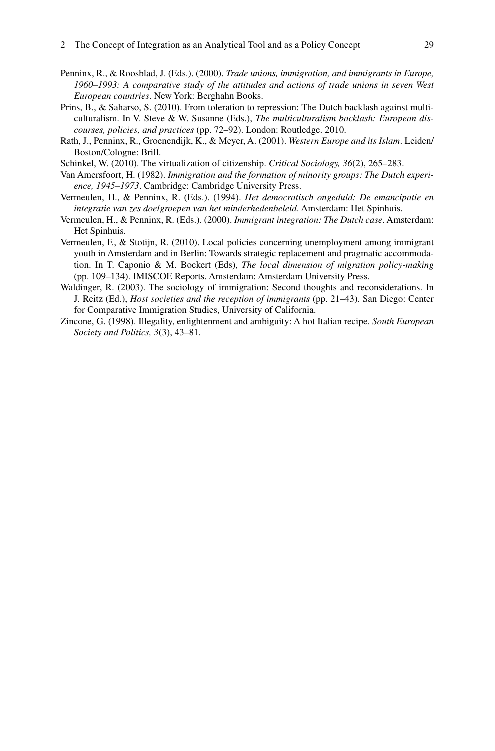Penninx, R., & Roosblad, J. (Eds.). (2000). *Trade unions, immigration, and immigrants in Europe, 1960–1993: A comparative study of the attitudes and actions of trade unions in seven West European countries*. New York: Berghahn Books.

Prins, B., & Saharso, S. (2010). From toleration to repression: The Dutch backlash against multiculturalism. In V. Steve & W. Susanne (Eds.), *The multiculturalism backlash: European discourses, policies, and practices* (pp. 72–92). London: Routledge. 2010.

Rath, J., Penninx, R., Groenendijk, K., & Meyer, A. (2001). *Western Europe and its Islam*. Leiden/Boston/Cologne: Brill.

Schinkel, W. (2010). The virtualization of citizenship. *Critical Sociology, 36*(2), 265–283.

Van Amersfoort, H. (1982). *Immigration and the formation of minority groups: The Dutch experience, 1945–1973*. Cambridge: Cambridge University Press.

Vermeulen, H., & Penninx, R. (Eds.). (1994). *Het democratisch ongeduld: De emancipatie en integratie van zes doelgroepen van het minderhedenbeleid*. Amsterdam: Het Spinhuis.

Vermeulen, H., & Penninx, R. (Eds.). (2000). *Immigrant integration: The Dutch case*. Amsterdam: Het Spinhuis.

Vermeulen, F., & Stotijn, R. (2010). Local policies concerning unemployment among immigrant youth in Amsterdam and in Berlin: Towards strategic replacement and pragmatic accommodation. In T. Caponio & M. Bockert (Eds), *The local dimension of migration policy-making* (pp. 109–134). IMISCOE Reports. Amsterdam: Amsterdam University Press.

Waldinger, R. (2003). The sociology of immigration: Second thoughts and reconsiderations. In J. Reitz (Ed.), *Host societies and the reception of immigrants* (pp. 21–43). San Diego: Center for Comparative Immigration Studies, University of California.

Zincone, G. (1998). Illegality, enlightenment and ambiguity: A hot Italian recipe. *South European Society and Politics, 3*(3), 43–81.